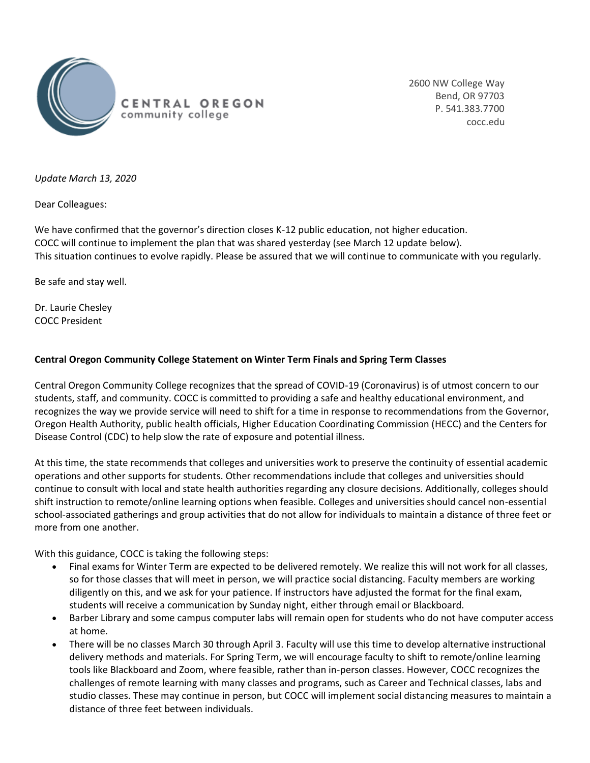CENTRAL OREGON
community college

2600 NW College Way
Bend, OR 97703
P. 541.383.7700
cocc.edu

*Update March 13, 2020*

Dear Colleagues:

We have confirmed that the governor's direction closes K-12 public education, not higher education. COCC will continue to implement the plan that was shared yesterday (see March 12 update below). This situation continues to evolve rapidly. Please be assured that we will continue to communicate with you regularly.

Be safe and stay well.

Dr. Laurie Chesley
COCC President

**Central Oregon Community College Statement on Winter Term Finals and Spring Term Classes**

Central Oregon Community College recognizes that the spread of COVID-19 (Coronavirus) is of utmost concern to our students, staff, and community. COCC is committed to providing a safe and healthy educational environment, and recognizes the way we provide service will need to shift for a time in response to recommendations from the Governor, Oregon Health Authority, public health officials, Higher Education Coordinating Commission (HECC) and the Centers for Disease Control (CDC) to help slow the rate of exposure and potential illness.

At this time, the state recommends that colleges and universities work to preserve the continuity of essential academic operations and other supports for students. Other recommendations include that colleges and universities should continue to consult with local and state health authorities regarding any closure decisions. Additionally, colleges should shift instruction to remote/online learning options when feasible. Colleges and universities should cancel non-essential school-associated gatherings and group activities that do not allow for individuals to maintain a distance of three feet or more from one another.

With this guidance, COCC is taking the following steps:

- Final exams for Winter Term are expected to be delivered remotely. We realize this will not work for all classes, so for those classes that will meet in person, we will practice social distancing. Faculty members are working diligently on this, and we ask for your patience. If instructors have adjusted the format for the final exam, students will receive a communication by Sunday night, either through email or Blackboard.
- Barber Library and some campus computer labs will remain open for students who do not have computer access at home.
- There will be no classes March 30 through April 3. Faculty will use this time to develop alternative instructional delivery methods and materials. For Spring Term, we will encourage faculty to shift to remote/online learning tools like Blackboard and Zoom, where feasible, rather than in-person classes. However, COCC recognizes the challenges of remote learning with many classes and programs, such as Career and Technical classes, labs and studio classes. These may continue in person, but COCC will implement social distancing measures to maintain a distance of three feet between individuals.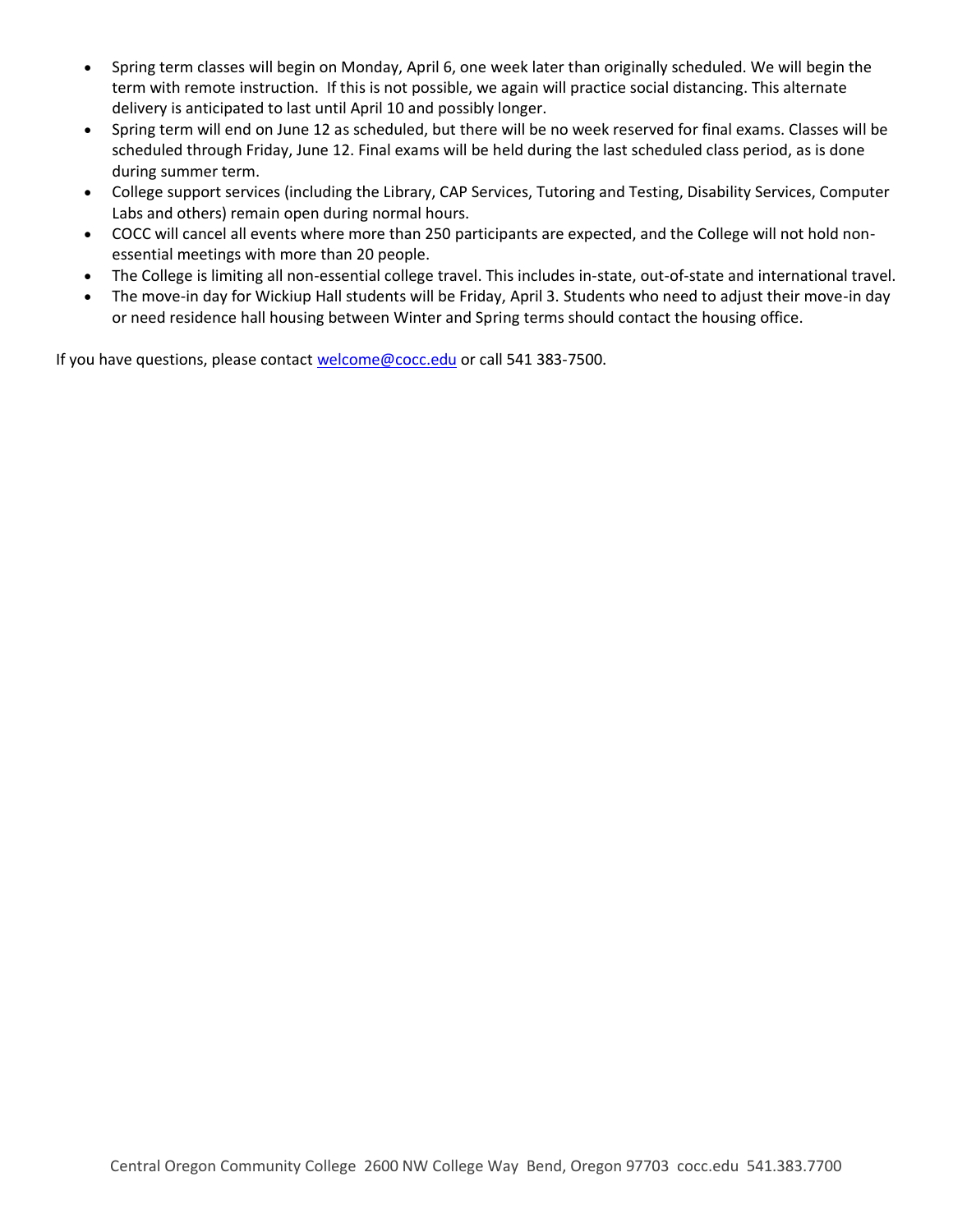- Spring term classes will begin on Monday, April 6, one week later than originally scheduled. We will begin the term with remote instruction. If this is not possible, we again will practice social distancing. This alternate delivery is anticipated to last until April 10 and possibly longer.
- Spring term will end on June 12 as scheduled, but there will be no week reserved for final exams. Classes will be scheduled through Friday, June 12. Final exams will be held during the last scheduled class period, as is done during summer term.
- College support services (including the Library, CAP Services, Tutoring and Testing, Disability Services, Computer Labs and others) remain open during normal hours.
- COCC will cancel all events where more than 250 participants are expected, and the College will not hold non-essential meetings with more than 20 people.
- The College is limiting all non-essential college travel. This includes in-state, out-of-state and international travel.
- The move-in day for Wickiup Hall students will be Friday, April 3. Students who need to adjust their move-in day or need residence hall housing between Winter and Spring terms should contact the housing office.

If you have questions, please contact welcome@cocc.edu or call 541 383-7500.